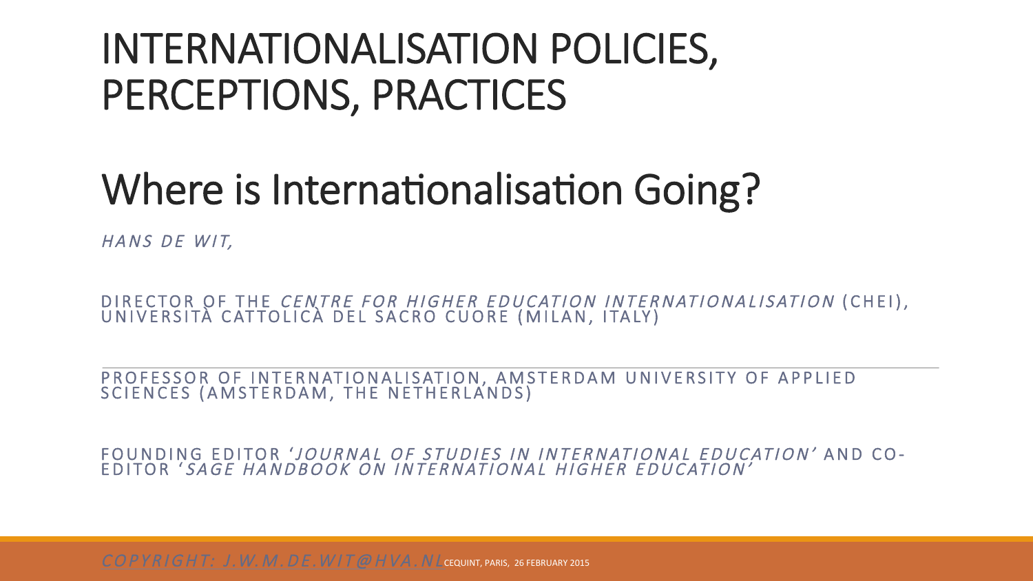# INTERNATIONALISATION POLICIES, PERCEPTIONS, PRACTICES

# Where is Internationalisation Going?

*HANS DE WIT,*

DIRECTOR OF THE *CENTRE FOR HIGHER EDUCATION INTERNATIONALISATION* (CHEI), UNIVERSITÀ CATTOLICÀ DEL SACRO CUORE (MILAN, ITALY)

PROFESSOR OF INTERNATIONALISATION, AMSTERDAM UNIVERSITY OF APPLIED SCIENCES (AMSTERDAM, THE NETHERLANDS)

FOUNDING EDITOR '*JOURNAL OF STUDIES IN INTERNATIONAL EDUCATION*' AND CO-EDITOR '*SAGE HANDBOOK ON INTERNATIONAL HIGHER EDUCATION*'

*COPYRIGHT: J.W.M.DE.WIT@HVA.NL* CEQUINT, PARIS, 26 FEBRUARY 2015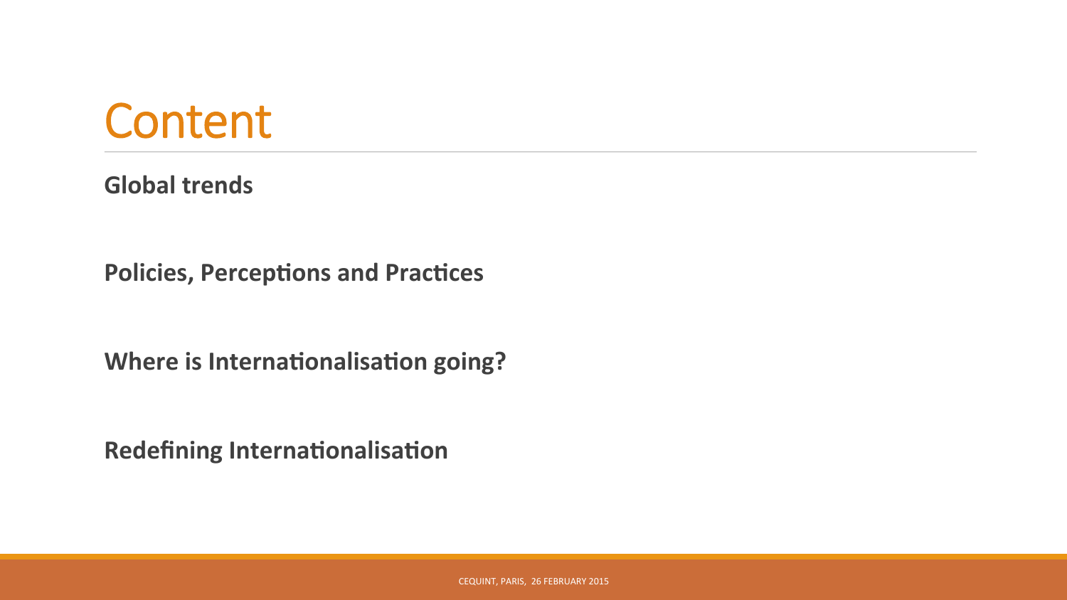# Content

**Global trends**

**Policies, Perceptions and Practices**

**Where is Internationalisation going?**

**Redefining Internationalisation**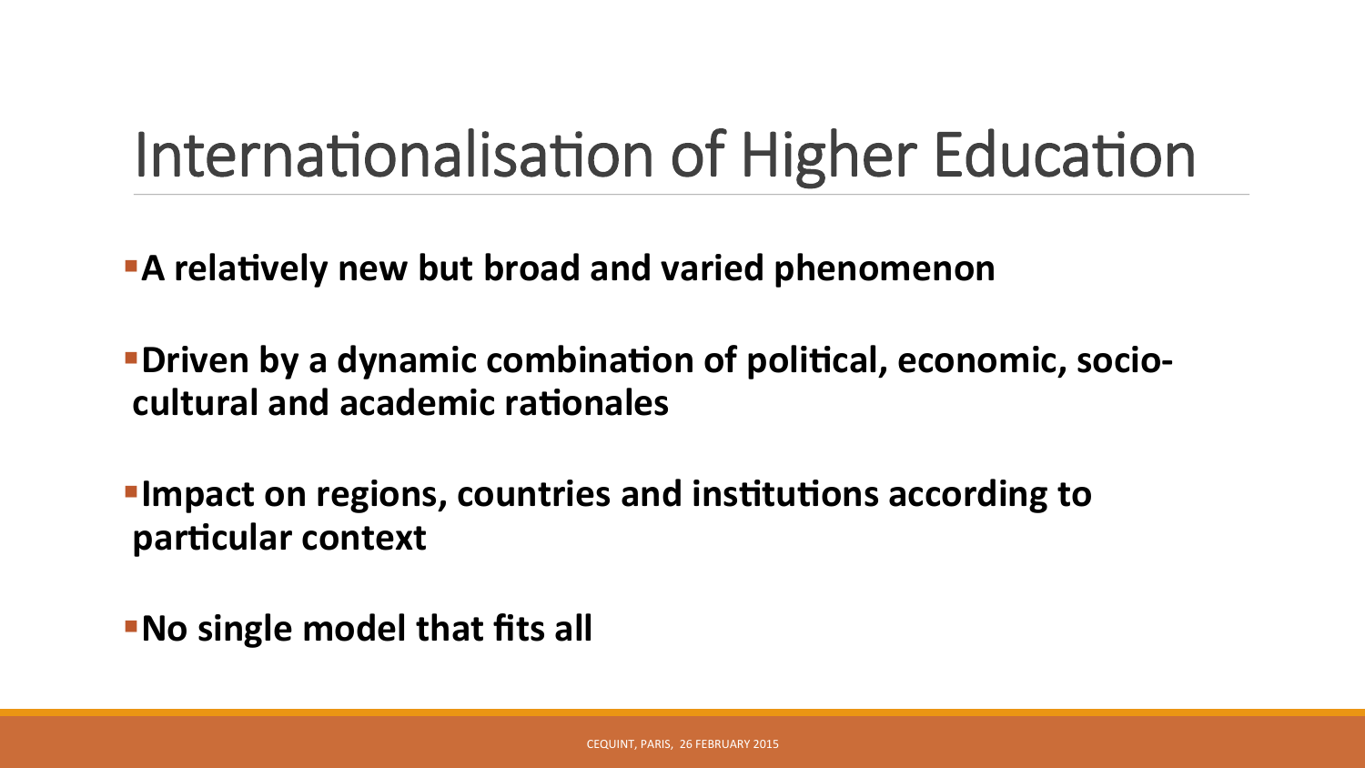# Internationalisation of Higher Education

- **A relatively new but broad and varied phenomenon**
- **Driven by a dynamic combination of political, economic, socio-cultural and academic rationales**
- **Impact on regions, countries and institutions according to particular context**
- **No single model that fits all**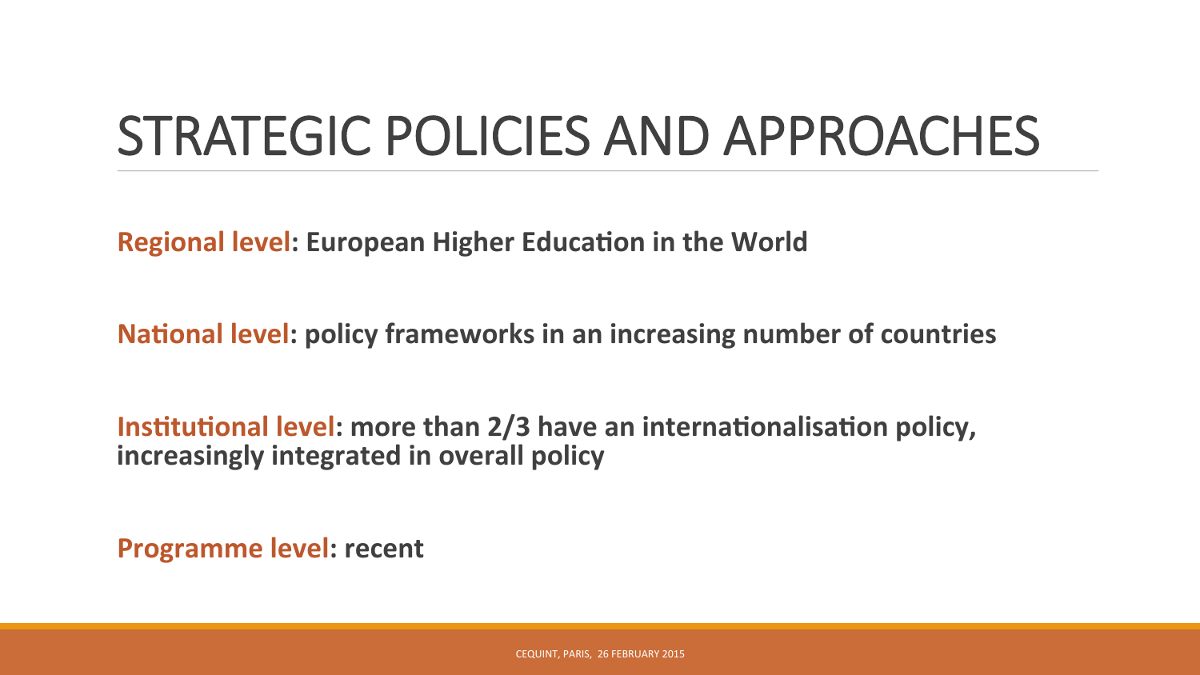# STRATEGIC POLICIES AND APPROACHES

**Regional level: European Higher Education in the World**

**National level: policy frameworks in an increasing number of countries**

**Institutional level: more than 2/3 have an internationalisation policy, increasingly integrated in overall policy**

**Programme level: recent**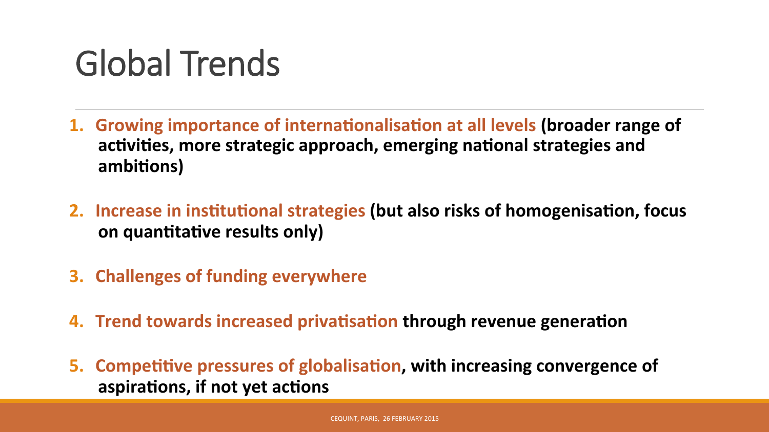# Global Trends

1. **Growing importance of internationalisation at all levels (broader range of activities, more strategic approach, emerging national strategies and ambitions)**
2. **Increase in institutional strategies (but also risks of homogenisation, focus on quantitative results only)**
3. **Challenges of funding everywhere**
4. **Trend towards increased privatisation through revenue generation**
5. **Competitive pressures of globalisation, with increasing convergence of aspirations, if not yet actions**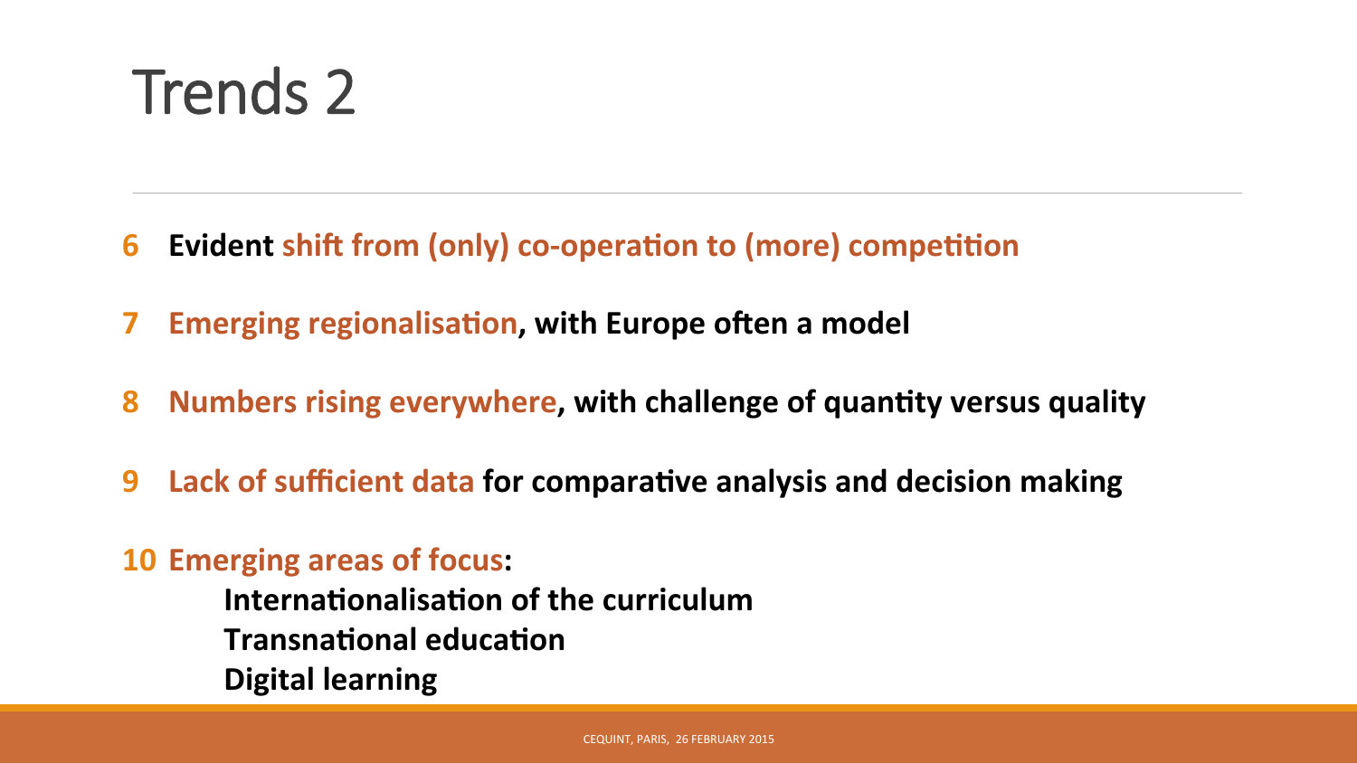# Trends 2

**6 Evident shift from (only) co-operation to (more) competition**

**7 Emerging regionalisation, with Europe often a model**

**8 Numbers rising everywhere, with challenge of quantity versus quality**

**9 Lack of sufficient data for comparative analysis and decision making**

**10 Emerging areas of focus:**

- **Internationalisation of the curriculum**
- **Transnational education**
- **Digital learning**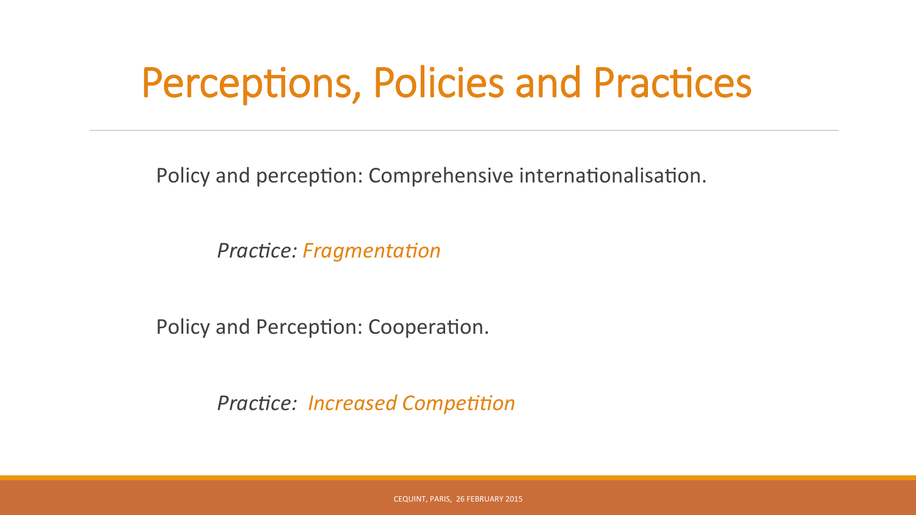# Perceptions, Policies and Practices

Policy and perception: Comprehensive internationalisation.

*Practice: Fragmentation*

Policy and Perception: Cooperation.

*Practice: Increased Competition*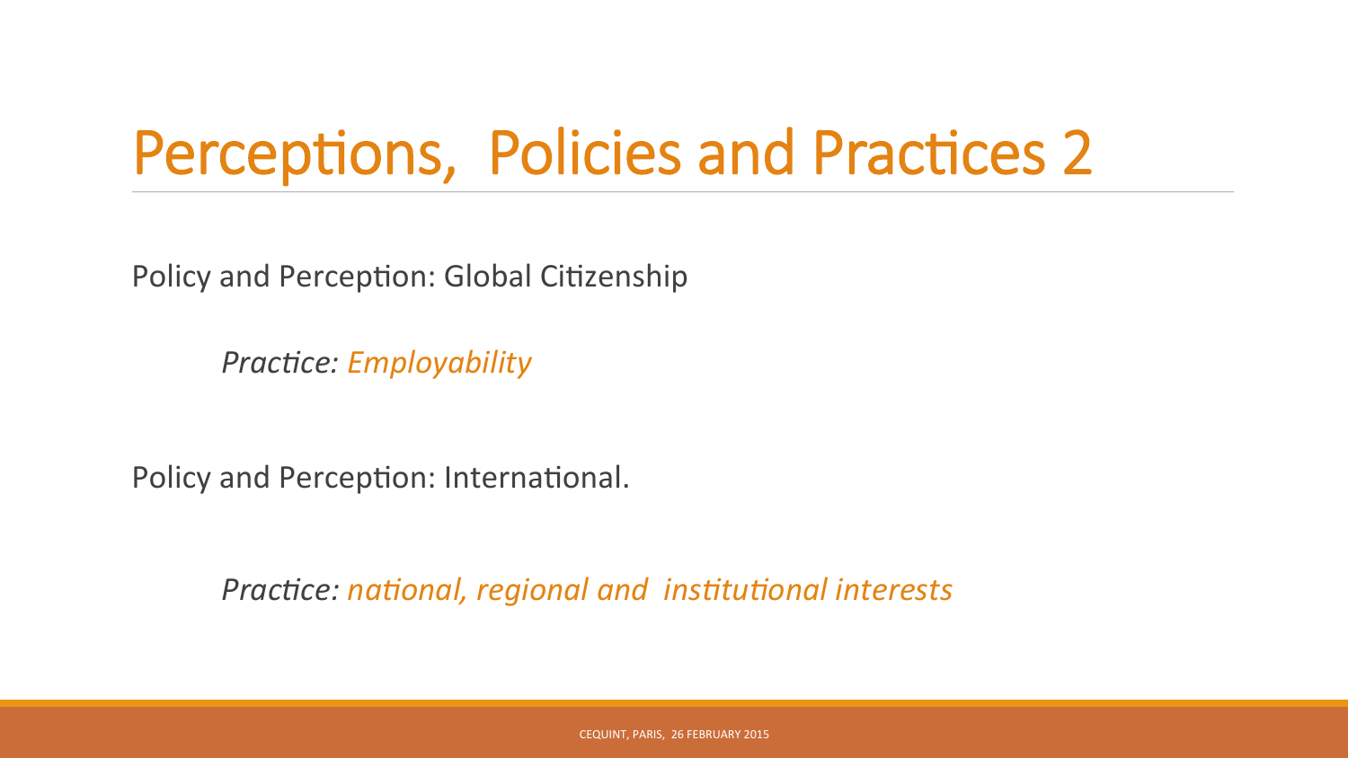# Perceptions, Policies and Practices 2

Policy and Perception: Global Citizenship

*Practice: Employability*

Policy and Perception: International.

*Practice: national, regional and institutional interests*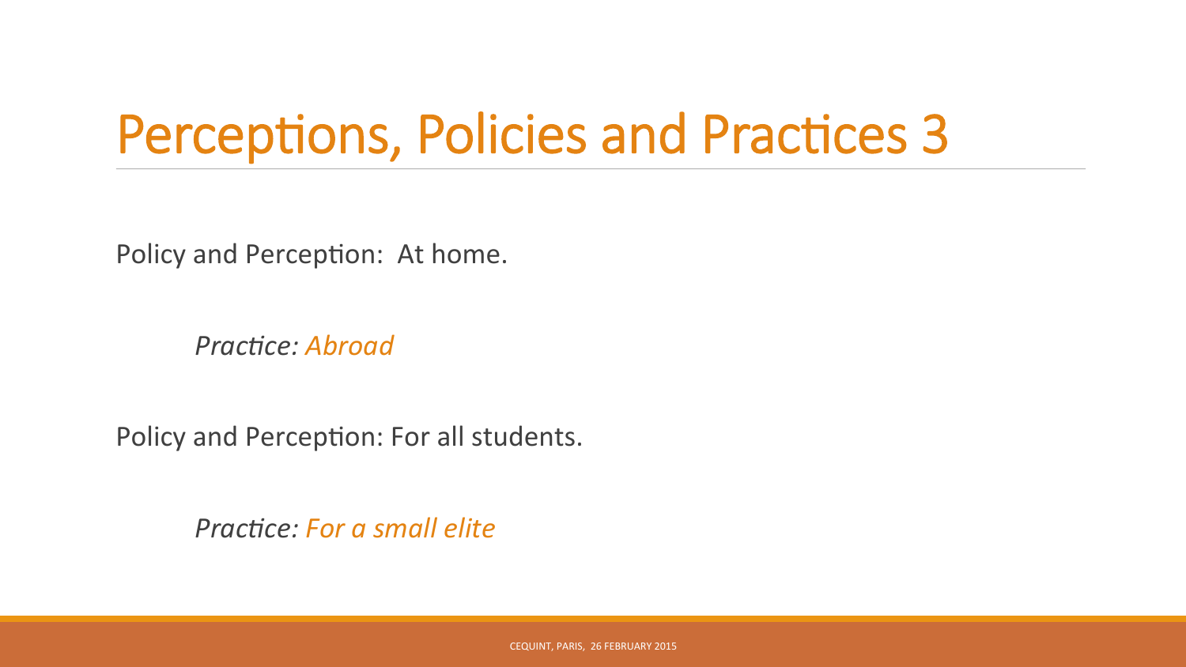# Perceptions, Policies and Practices 3

Policy and Perception: At home.

*Practice: Abroad*

Policy and Perception: For all students.

*Practice: For a small elite*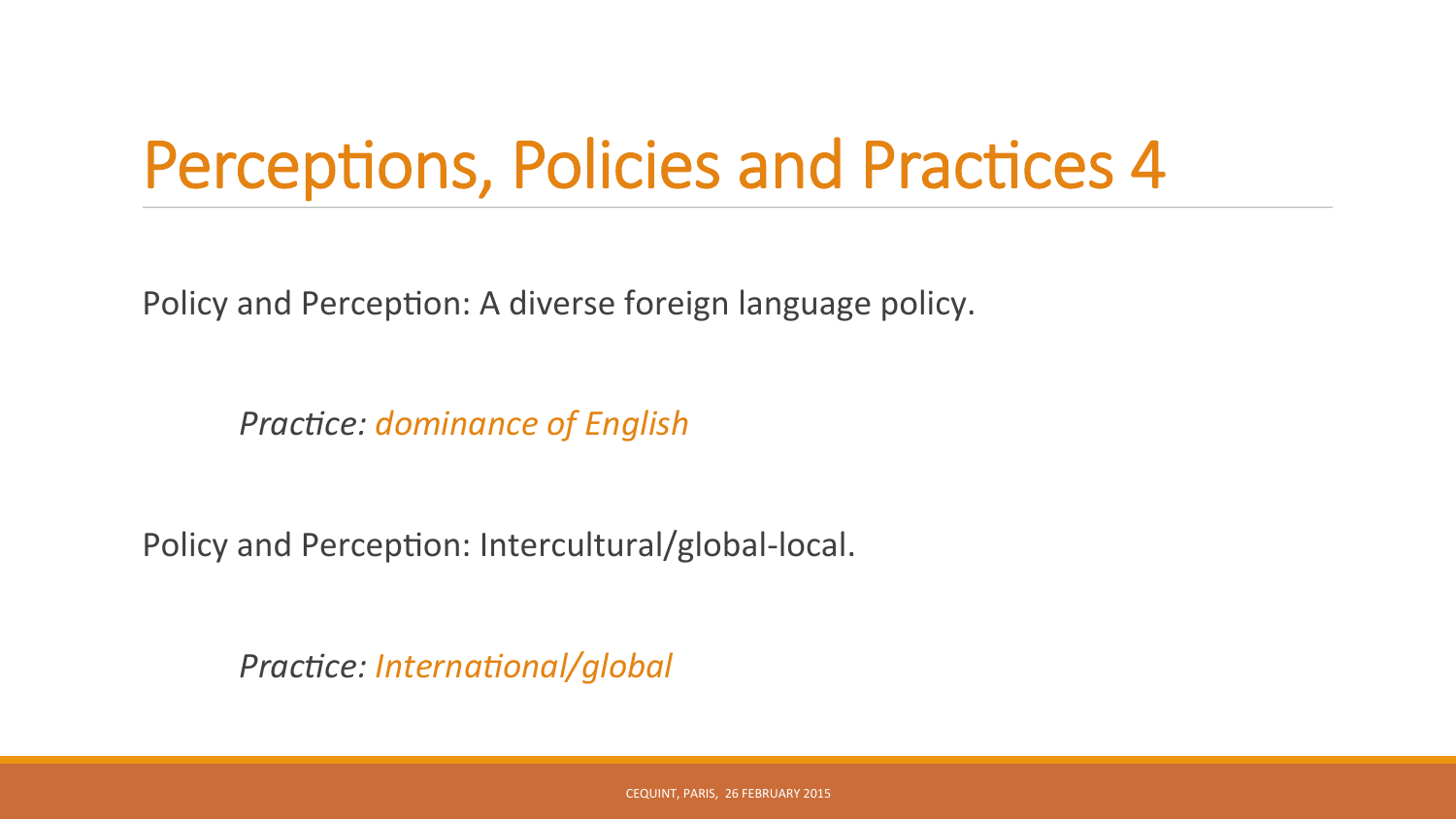# Perceptions, Policies and Practices 4

Policy and Perception: A diverse foreign language policy.

*Practice: dominance of English*

Policy and Perception: Intercultural/global-local.

*Practice: International/global*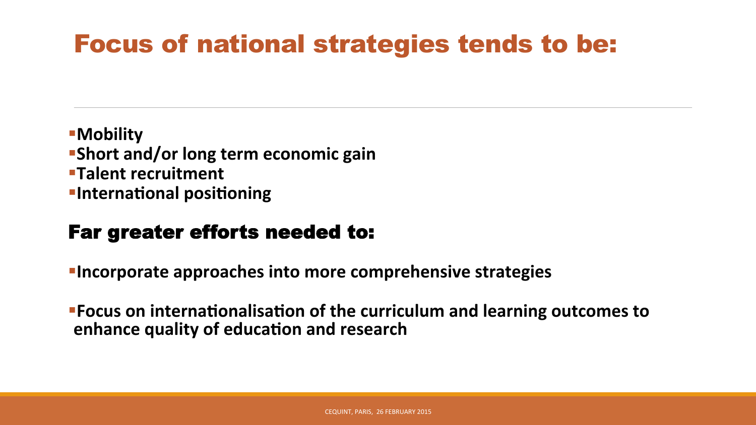# Focus of national strategies tends to be:

- **Mobility**
- **Short and/or long term economic gain**
- **Talent recruitment**
- **International positioning**

## Far greater efforts needed to:

- **Incorporate approaches into more comprehensive strategies**
- **Focus on internationalisation of the curriculum and learning outcomes to enhance quality of education and research**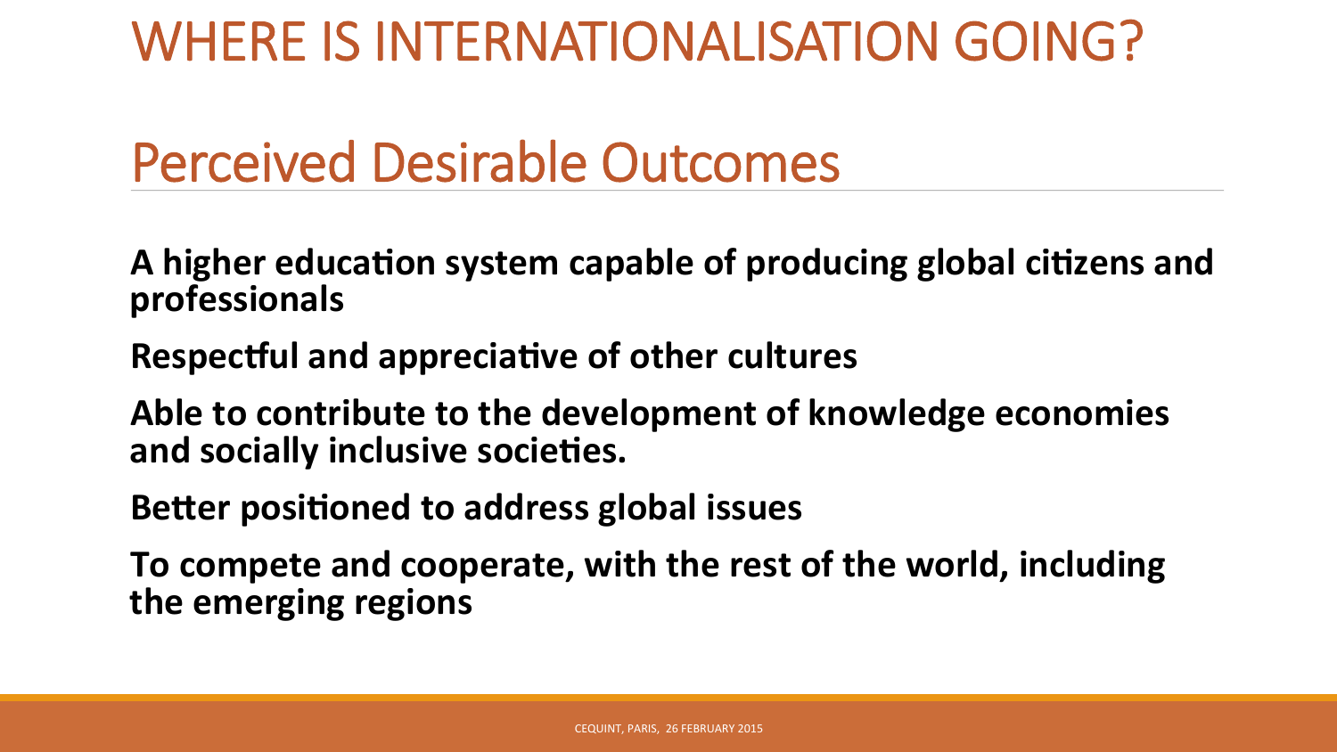# WHERE IS INTERNATIONALISATION GOING?

## Perceived Desirable Outcomes

**A higher education system capable of producing global citizens and professionals**

**Respectful and appreciative of other cultures**

**Able to contribute to the development of knowledge economies and socially inclusive societies.**

**Better positioned to address global issues**

**To compete and cooperate, with the rest of the world, including the emerging regions**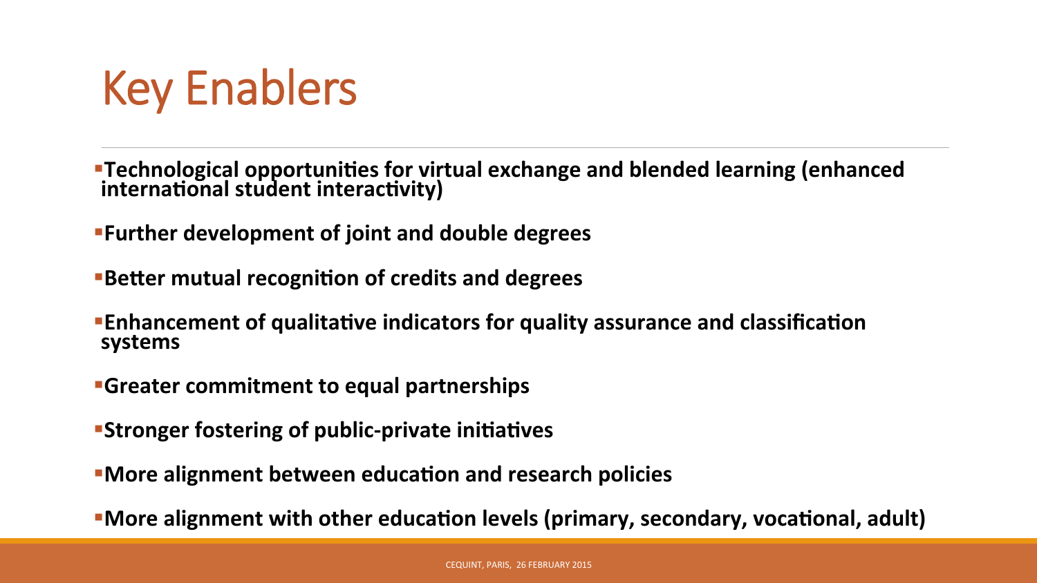# Key Enablers

- **Technological opportunities for virtual exchange and blended learning (enhanced international student interactivity)**
- **Further development of joint and double degrees**
- **Better mutual recognition of credits and degrees**
- **Enhancement of qualitative indicators for quality assurance and classification systems**
- **Greater commitment to equal partnerships**
- **Stronger fostering of public-private initiatives**
- **More alignment between education and research policies**
- **More alignment with other education levels (primary, secondary, vocational, adult)**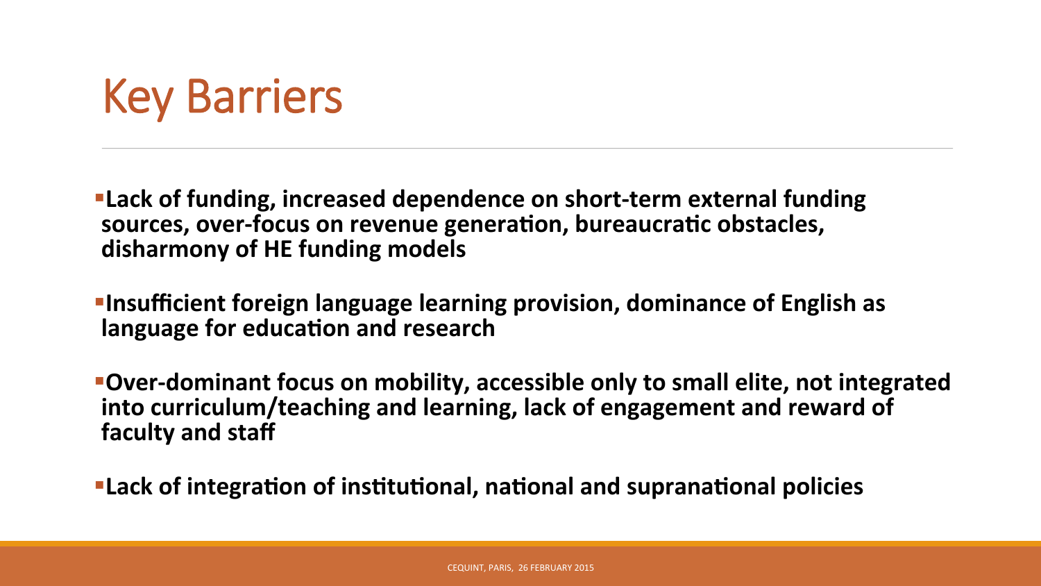# Key Barriers

- **Lack of funding, increased dependence on short-term external funding sources, over-focus on revenue generation, bureaucratic obstacles, disharmony of HE funding models**
- **Insufficient foreign language learning provision, dominance of English as language for education and research**
- **Over-dominant focus on mobility, accessible only to small elite, not integrated into curriculum/teaching and learning, lack of engagement and reward of faculty and staff**
- **Lack of integration of institutional, national and supranational policies**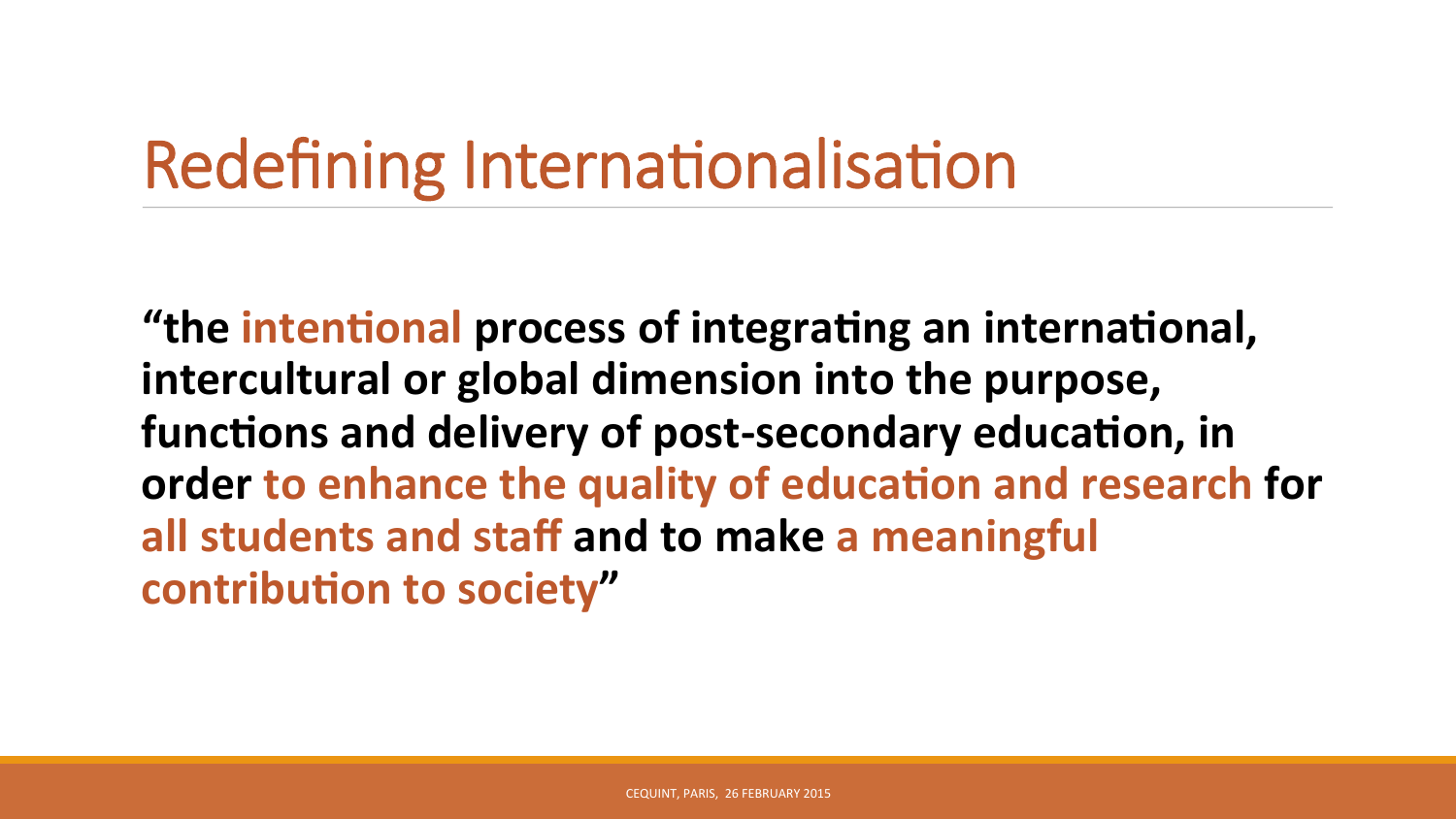# Redefining Internationalisation

**"the intentional process of integrating an international, intercultural or global dimension into the purpose, functions and delivery of post-secondary education, in order to enhance the quality of education and research for all students and staff and to make a meaningful contribution to society"**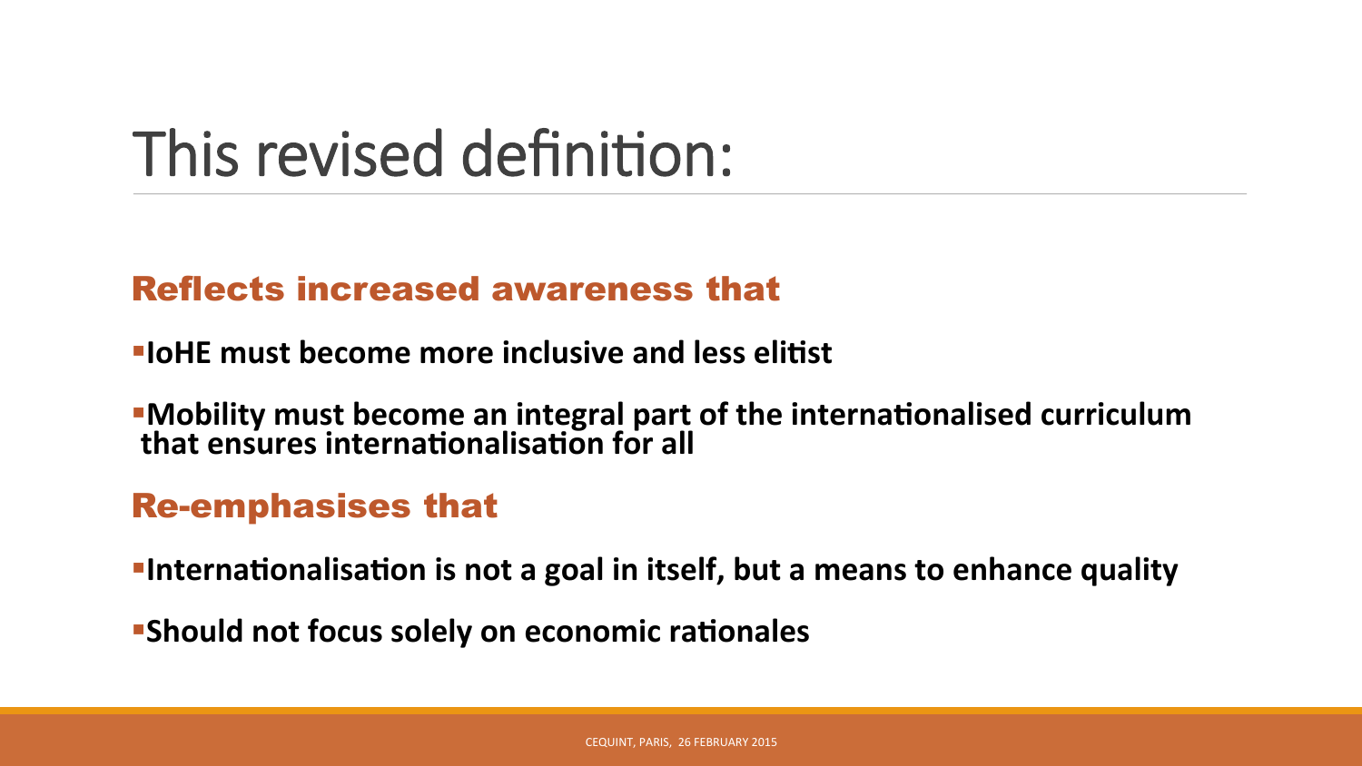# This revised definition:

## Reflects increased awareness that

- **IoHE must become more inclusive and less elitist**
- **Mobility must become an integral part of the internationalised curriculum that ensures internationalisation for all**

## Re-emphasises that

- **Internationalisation is not a goal in itself, but a means to enhance quality**
- **Should not focus solely on economic rationales**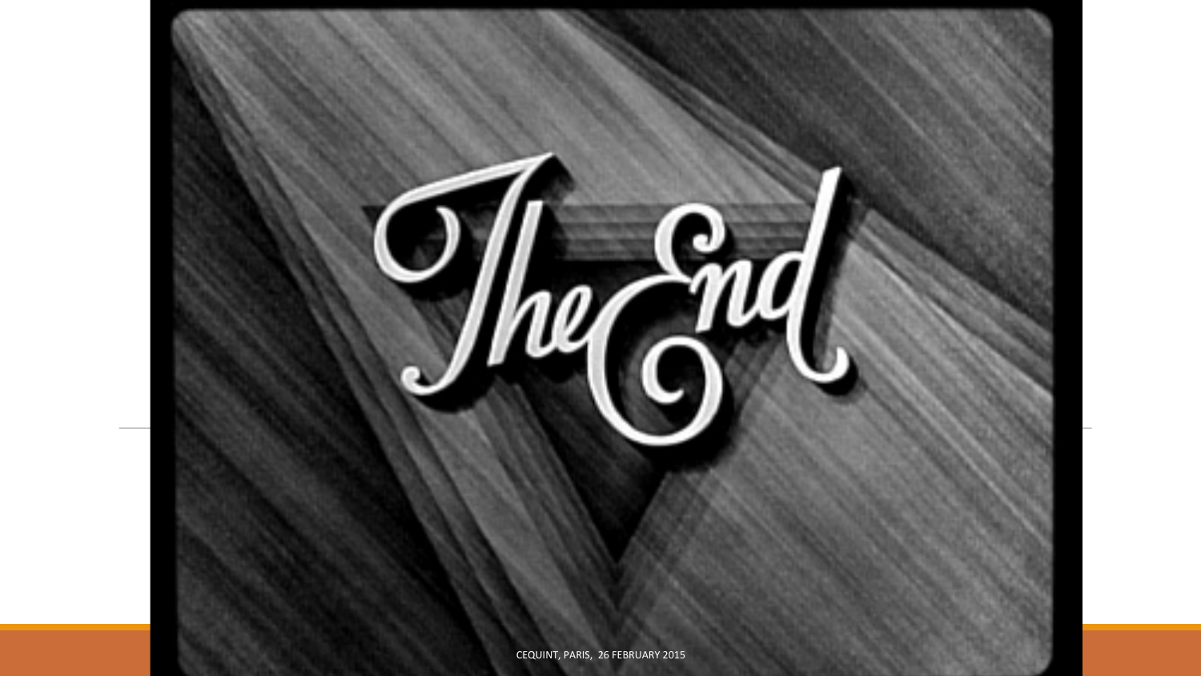The End